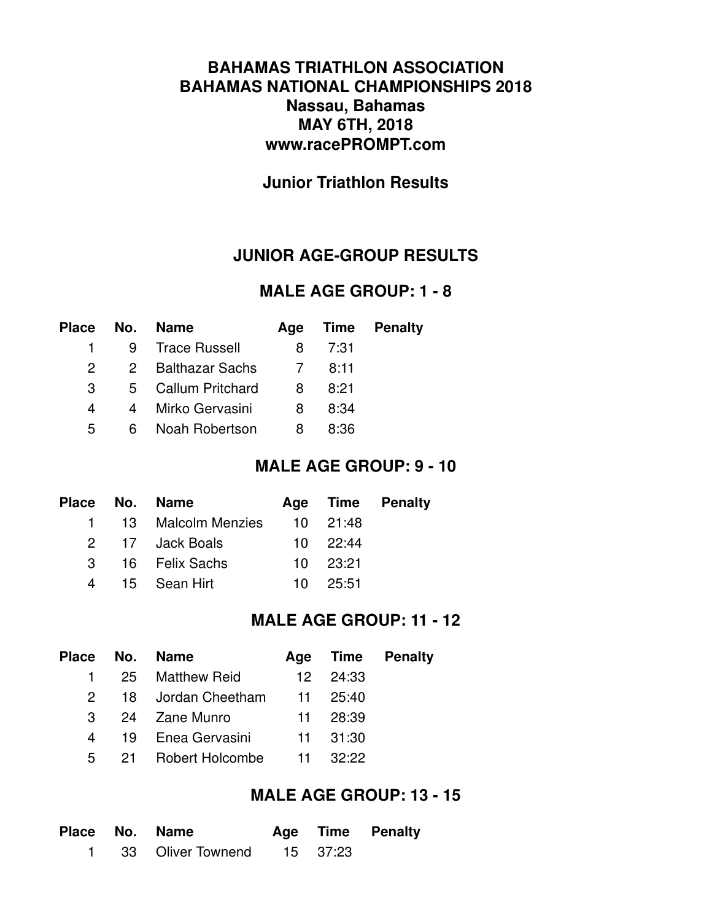# BAHAMAS TRIATHLON ASSOCIATION
# BAHAMAS NATIONAL CHAMPIONSHIPS 2018
## Nassau, Bahamas
## MAY 6TH, 2018
## www.racePROMPT.com

## Junior Triathlon Results

## JUNIOR AGE-GROUP RESULTS

### MALE AGE GROUP: 1 - 8

| Place | No. | Name | Age | Time | Penalty |
|---|---|---|---|---|---|
| 1 | 9 | Trace Russell | 8 | 7:31 | |
| 2 | 2 | Balthazar Sachs | 7 | 8:11 | |
| 3 | 5 | Callum Pritchard | 8 | 8:21 | |
| 4 | 4 | Mirko Gervasini | 8 | 8:34 | |
| 5 | 6 | Noah Robertson | 8 | 8:36 | |

### MALE AGE GROUP: 9 - 10

| Place | No. | Name | Age | Time | Penalty |
|---|---|---|---|---|---|
| 1 | 13 | Malcolm Menzies | 10 | 21:48 | |
| 2 | 17 | Jack Boals | 10 | 22:44 | |
| 3 | 16 | Felix Sachs | 10 | 23:21 | |
| 4 | 15 | Sean Hirt | 10 | 25:51 | |

### MALE AGE GROUP: 11 - 12

| Place | No. | Name | Age | Time | Penalty |
|---|---|---|---|---|---|
| 1 | 25 | Matthew Reid | 12 | 24:33 | |
| 2 | 18 | Jordan Cheetham | 11 | 25:40 | |
| 3 | 24 | Zane Munro | 11 | 28:39 | |
| 4 | 19 | Enea Gervasini | 11 | 31:30 | |
| 5 | 21 | Robert Holcombe | 11 | 32:22 | |

### MALE AGE GROUP: 13 - 15

| Place | No. | Name | Age | Time | Penalty |
|---|---|---|---|---|---|
| 1 | 33 | Oliver Townend | 15 | 37:23 | |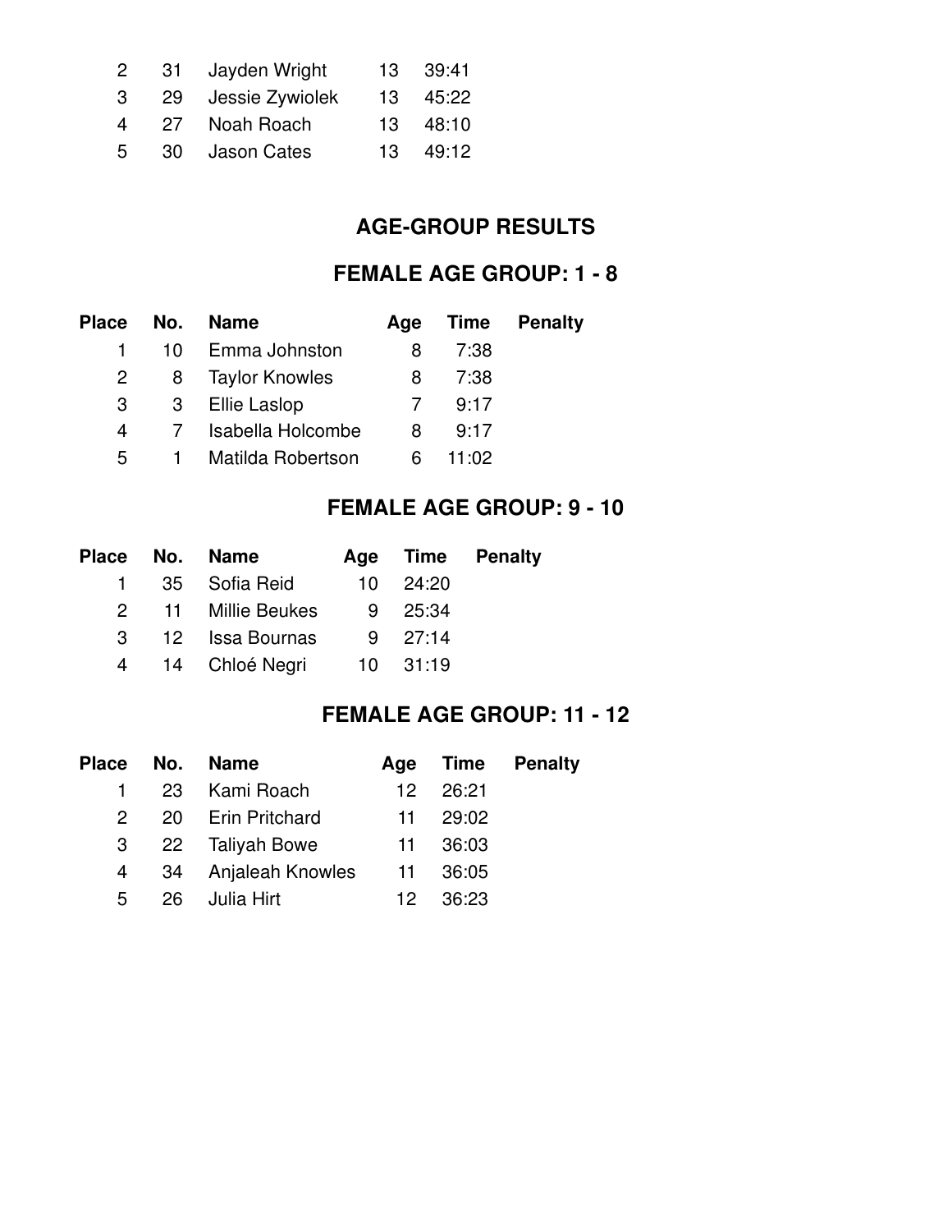| | | | | |
|---|---|---|---|---|
| 2 | 31 | Jayden Wright | 13 | 39:41 |
| 3 | 29 | Jessie Zywiolek | 13 | 45:22 |
| 4 | 27 | Noah Roach | 13 | 48:10 |
| 5 | 30 | Jason Cates | 13 | 49:12 |

## AGE-GROUP RESULTS

### FEMALE AGE GROUP: 1 - 8

| Place | No. | Name | Age | Time | Penalty |
|---|---|---|---|---|---|
| 1 | 10 | Emma Johnston | 8 | 7:38 | |
| 2 | 8 | Taylor Knowles | 8 | 7:38 | |
| 3 | 3 | Ellie Laslop | 7 | 9:17 | |
| 4 | 7 | Isabella Holcombe | 8 | 9:17 | |
| 5 | 1 | Matilda Robertson | 6 | 11:02 | |

### FEMALE AGE GROUP: 9 - 10

| Place | No. | Name | Age | Time | Penalty |
|---|---|---|---|---|---|
| 1 | 35 | Sofia Reid | 10 | 24:20 | |
| 2 | 11 | Millie Beukes | 9 | 25:34 | |
| 3 | 12 | Issa Bournas | 9 | 27:14 | |
| 4 | 14 | Chloé Negri | 10 | 31:19 | |

### FEMALE AGE GROUP: 11 - 12

| Place | No. | Name | Age | Time | Penalty |
|---|---|---|---|---|---|
| 1 | 23 | Kami Roach | 12 | 26:21 | |
| 2 | 20 | Erin Pritchard | 11 | 29:02 | |
| 3 | 22 | Taliyah Bowe | 11 | 36:03 | |
| 4 | 34 | Anjaleah Knowles | 11 | 36:05 | |
| 5 | 26 | Julia Hirt | 12 | 36:23 | |